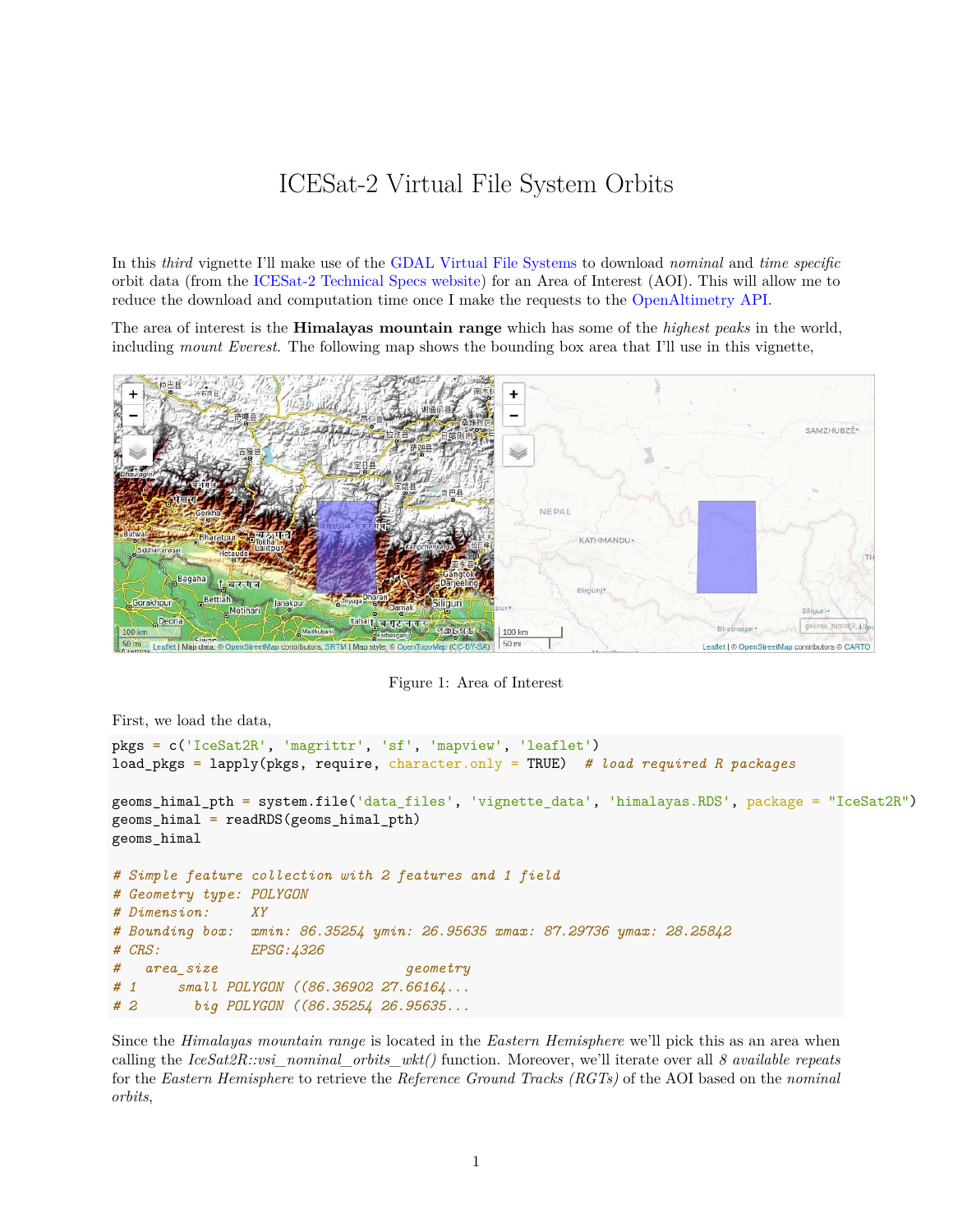# ICESat-2 Virtual File System Orbits

In this *third* vignette I'll make use of the GDAL Virtual File Systems to download *nominal* and *time specific* orbit data (from the ICESat-2 Technical Specs website) for an Area of Interest (AOI). This will allow me to reduce the download and computation time once I make the requests to the OpenAltimetry API.

The area of interest is the **Himalayas mountain range** which has some of the *highest peaks* in the world, including *mount Everest*. The following map shows the bounding box area that I'll use in this vignette,

Figure 1: Area of Interest

First, we load the data,

```
pkgs = c('IceSat2R', 'magrittr', 'sf', 'mapview', 'leaflet')
load_pkgs = lapply(pkgs, require, character.only = TRUE)  # load required R packages

geoms_himal_pth = system.file('data_files', 'vignette_data', 'himalayas.RDS', package = "IceSat2R")
geoms_himal = readRDS(geoms_himal_pth)
geoms_himal

# Simple feature collection with 2 features and 1 field
# Geometry type: POLYGON
# Dimension:     XY
# Bounding box:  xmin: 86.35254 ymin: 26.95635 xmax: 87.29736 ymax: 28.25842
# CRS:           EPSG:4326
#   area_size                       geometry
# 1     small POLYGON ((86.36902 27.66164...
# 2       big POLYGON ((86.35254 26.95635...
```

Since the *Himalayas mountain range* is located in the *Eastern Hemisphere* we'll pick this as an area when calling the *IceSat2R::vsi_nominal_orbits_wkt()* function. Moreover, we'll iterate over all *8 available repeats* for the *Eastern Hemisphere* to retrieve the *Reference Ground Tracks (RGTs)* of the AOI based on the *nominal orbits*,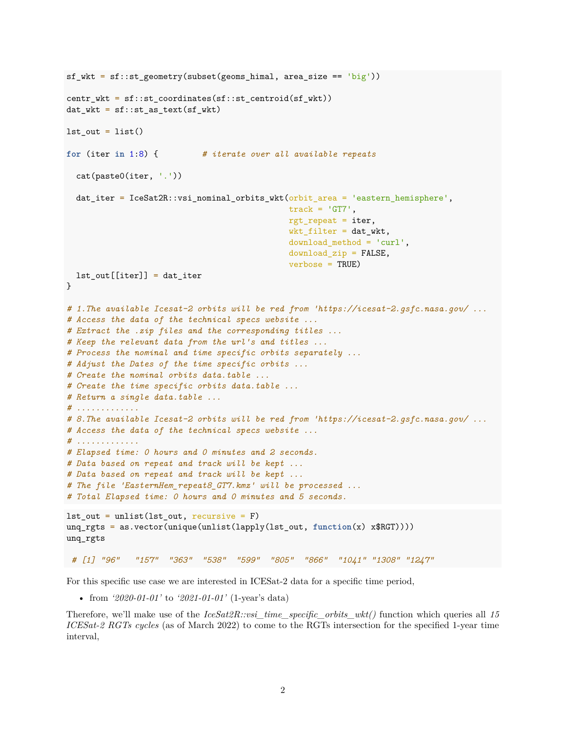```
sf_wkt = sf::st_geometry(subset(geoms_himal, area_size == 'big'))

centr_wkt = sf::st_coordinates(sf::st_centroid(sf_wkt))
dat_wkt = sf::st_as_text(sf_wkt)

lst_out = list()

for (iter in 1:8) {         # iterate over all available repeats

  cat(paste0(iter, '.'))

  dat_iter = IceSat2R::vsi_nominal_orbits_wkt(orbit_area = 'eastern_hemisphere',
                                              track = 'GT7',
                                              rgt_repeat = iter,
                                              wkt_filter = dat_wkt,
                                              download_method = 'curl',
                                              download_zip = FALSE,
                                              verbose = TRUE)
  lst_out[[iter]] = dat_iter
}

# 1.The available Icesat-2 orbits will be red from 'https://icesat-2.gsfc.nasa.gov/ ...
# Access the data of the technical specs website ...
# Extract the .zip files and the corresponding titles ...
# Keep the relevant data from the url's and titles ...
# Process the nominal and time specific orbits separately ...
# Adjust the Dates of the time specific orbits ...
# Create the nominal orbits data.table ...
# Create the time specific orbits data.table ...
# Return a single data.table ...
# .............
# 8.The available Icesat-2 orbits will be red from 'https://icesat-2.gsfc.nasa.gov/ ...
# Access the data of the technical specs website ...
# .............
# Elapsed time: 0 hours and 0 minutes and 2 seconds.
# Data based on repeat and track will be kept ...
# Data based on repeat and track will be kept ...
# The file 'EasternHem_repeat8_GT7.kmz' will be processed ...
# Total Elapsed time: 0 hours and 0 minutes and 5 seconds.
```

```
lst_out = unlist(lst_out, recursive = F)
unq_rgts = as.vector(unique(unlist(lapply(lst_out, function(x) x$RGT))))
unq_rgts

 # [1] "96"   "157"  "363"  "538"  "599"  "805"  "866"  "1041" "1308" "1247"
```

For this specific use case we are interested in ICESat-2 data for a specific time period,

- from *'2020-01-01'* to *'2021-01-01'* (1-year's data)

Therefore, we'll make use of the *IceSat2R::vsi_time_specific_orbits_wkt()* function which queries all *15 ICESat-2 RGTs cycles* (as of March 2022) to come to the RGTs intersection for the specified 1-year time interval,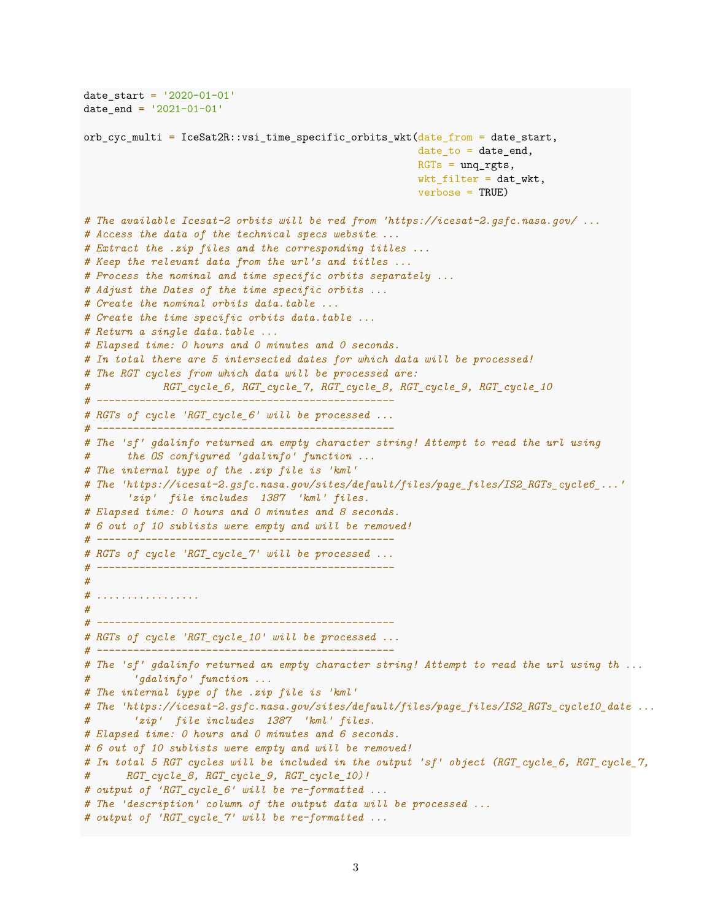```
date_start = '2020-01-01'
date_end = '2021-01-01'

orb_cyc_multi = IceSat2R::vsi_time_specific_orbits_wkt(date_from = date_start,
                                                        date_to = date_end,
                                                        RGTs = unq_rgts,
                                                        wkt_filter = dat_wkt,
                                                        verbose = TRUE)

# The available Icesat-2 orbits will be red from 'https://icesat-2.gsfc.nasa.gov/ ...
# Access the data of the technical specs website ...
# Extract the .zip files and the corresponding titles ...
# Keep the relevant data from the url's and titles ...
# Process the nominal and time specific orbits separately ...
# Adjust the Dates of the time specific orbits ...
# Create the nominal orbits data.table ...
# Create the time specific orbits data.table ...
# Return a single data.table ...
# Elapsed time: 0 hours and 0 minutes and 0 seconds.
# In total there are 5 intersected dates for which data will be processed!
# The RGT cycles from which data will be processed are:
#            RGT_cycle_6, RGT_cycle_7, RGT_cycle_8, RGT_cycle_9, RGT_cycle_10
# -------------------------------------------------
# RGTs of cycle 'RGT_cycle_6' will be processed ...
# -------------------------------------------------
# The 'sf' gdalinfo returned an empty character string! Attempt to read the url using
#      the OS configured 'gdalinfo' function ...
# The internal type of the .zip file is 'kml'
# The 'https://icesat-2.gsfc.nasa.gov/sites/default/files/page_files/IS2_RGTs_cycle6_...'
#      'zip'  file includes  1387  'kml' files.
# Elapsed time: 0 hours and 0 minutes and 8 seconds.
# 6 out of 10 sublists were empty and will be removed!
# -------------------------------------------------
# RGTs of cycle 'RGT_cycle_7' will be processed ...
# -------------------------------------------------
#
# .................
#
# -------------------------------------------------
# RGTs of cycle 'RGT_cycle_10' will be processed ...
# -------------------------------------------------
# The 'sf' gdalinfo returned an empty character string! Attempt to read the url using th ...
#       'gdalinfo' function ...
# The internal type of the .zip file is 'kml'
# The 'https://icesat-2.gsfc.nasa.gov/sites/default/files/page_files/IS2_RGTs_cycle10_date ...
#       'zip'  file includes  1387  'kml' files.
# Elapsed time: 0 hours and 0 minutes and 6 seconds.
# 6 out of 10 sublists were empty and will be removed!
# In total 5 RGT cycles will be included in the output 'sf' object (RGT_cycle_6, RGT_cycle_7,
#      RGT_cycle_8, RGT_cycle_9, RGT_cycle_10)!
# output of 'RGT_cycle_6' will be re-formatted ...
# The 'description' column of the output data will be processed ...
# output of 'RGT_cycle_7' will be re-formatted ...
```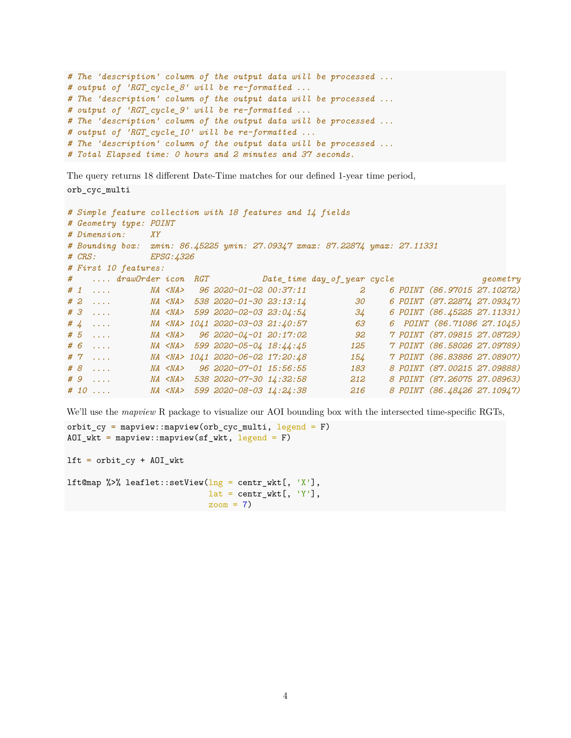```
# The 'description' column of the output data will be processed ...
# output of 'RGT_cycle_8' will be re-formatted ...
# The 'description' column of the output data will be processed ...
# output of 'RGT_cycle_9' will be re-formatted ...
# The 'description' column of the output data will be processed ...
# output of 'RGT_cycle_10' will be re-formatted ...
# The 'description' column of the output data will be processed ...
# Total Elapsed time: 0 hours and 2 minutes and 37 seconds.
```

The query returns 18 different Date-Time matches for our defined 1-year time period,

```
orb_cyc_multi

# Simple feature collection with 18 features and 14 fields
# Geometry type: POINT
# Dimension:     XY
# Bounding box:  xmin: 86.45225 ymin: 27.09347 xmax: 87.22874 ymax: 27.11331
# CRS:           EPSG:4326
# First 10 features:
#    .... drawOrder icon  RGT           Date_time day_of_year cycle                  geometry
# 1  ....        NA <NA>   96 2020-01-02 00:37:11           2     6 POINT (86.97015 27.10272)
# 2  ....        NA <NA>  538 2020-01-30 23:13:14          30     6 POINT (87.22874 27.09347)
# 3  ....        NA <NA>  599 2020-02-03 23:04:54          34     6 POINT (86.45225 27.11331)
# 4  ....        NA <NA> 1041 2020-03-03 21:40:57          63     6  POINT (86.71086 27.1045)
# 5  ....        NA <NA>   96 2020-04-01 20:17:02          92     7 POINT (87.09815 27.08729)
# 6  ....        NA <NA>  599 2020-05-04 18:44:45         125     7 POINT (86.58026 27.09789)
# 7  ....        NA <NA> 1041 2020-06-02 17:20:48         154     7 POINT (86.83886 27.08907)
# 8  ....        NA <NA>   96 2020-07-01 15:56:55         183     8 POINT (87.00215 27.09888)
# 9  ....        NA <NA>  538 2020-07-30 14:32:58         212     8 POINT (87.26075 27.08963)
# 10 ....        NA <NA>  599 2020-08-03 14:24:38         216     8 POINT (86.48426 27.10947)
```

We'll use the *mapview* R package to visualize our AOI bounding box with the intersected time-specific RGTs,

```
orbit_cy = mapview::mapview(orb_cyc_multi, legend = F)
AOI_wkt = mapview::mapview(sf_wkt, legend = F)

lft = orbit_cy + AOI_wkt

lft@map %>% leaflet::setView(lng = centr_wkt[, 'X'],
                             lat = centr_wkt[, 'Y'],
                             zoom = 7)
```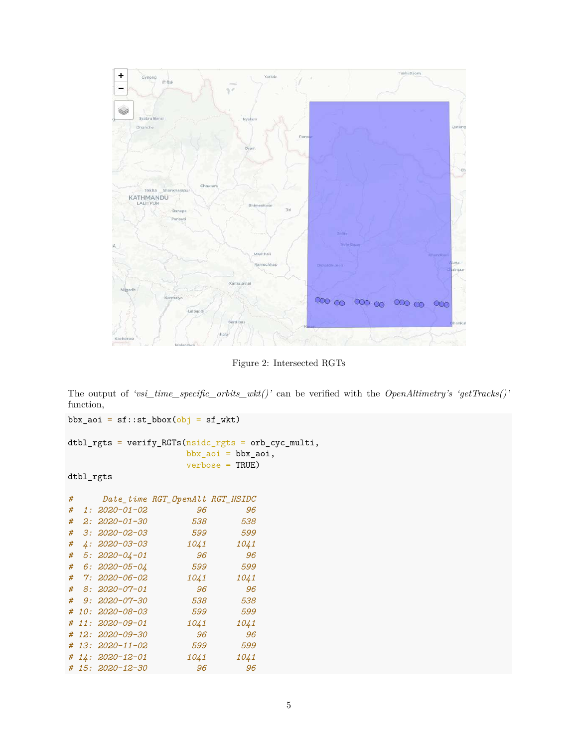Figure 2: Intersected RGTs

The output of *'vsi_time_specific_orbits_wkt()'* can be verified with the *OpenAltimetry's 'getTracks()'* function,

```
bbx_aoi = sf::st_bbox(obj = sf_wkt)

dtbl_rgts = verify_RGTs(nsidc_rgts = orb_cyc_multi,
                        bbx_aoi = bbx_aoi,
                        verbose = TRUE)
dtbl_rgts

#       Date_time RGT_OpenAlt RGT_NSIDC
#  1: 2020-01-02          96        96
#  2: 2020-01-30         538       538
#  3: 2020-02-03         599       599
#  4: 2020-03-03        1041      1041
#  5: 2020-04-01          96        96
#  6: 2020-05-04         599       599
#  7: 2020-06-02        1041      1041
#  8: 2020-07-01          96        96
#  9: 2020-07-30         538       538
# 10: 2020-08-03         599       599
# 11: 2020-09-01        1041      1041
# 12: 2020-09-30          96        96
# 13: 2020-11-02         599       599
# 14: 2020-12-01        1041      1041
# 15: 2020-12-30          96        96
```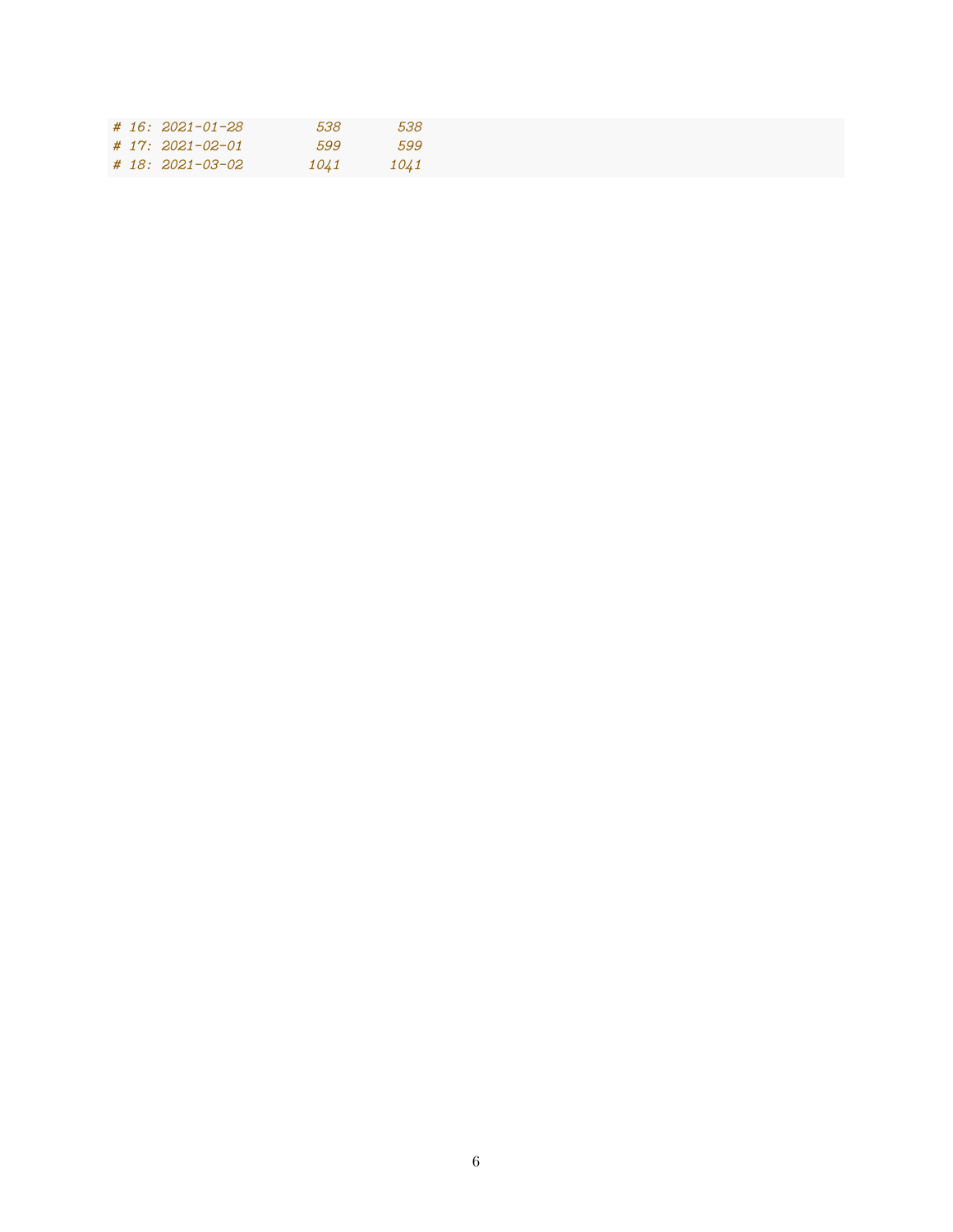```
# 16: 2021-01-28          538        538
# 17: 2021-02-01          599        599
# 18: 2021-03-02         1041       1041
```